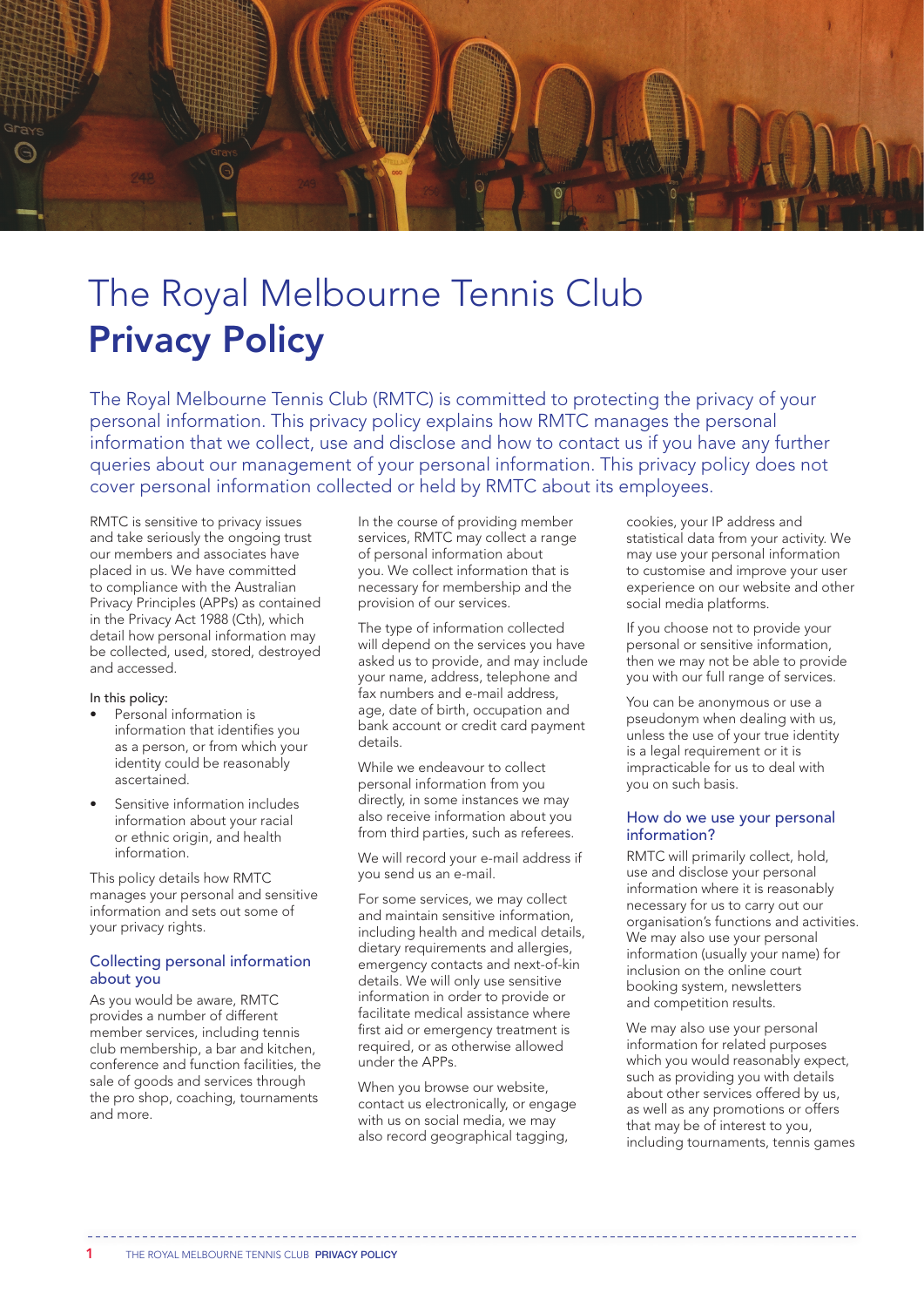# The Royal Melbourne Tennis Club
# **Privacy Policy**

The Royal Melbourne Tennis Club (RMTC) is committed to protecting the privacy of your personal information. This privacy policy explains how RMTC manages the personal information that we collect, use and disclose and how to contact us if you have any further queries about our management of your personal information. This privacy policy does not cover personal information collected or held by RMTC about its employees.

RMTC is sensitive to privacy issues and take seriously the ongoing trust our members and associates have placed in us. We have committed to compliance with the Australian Privacy Principles (APPs) as contained in the Privacy Act 1988 (Cth), which detail how personal information may be collected, used, stored, destroyed and accessed.

In this policy:

- Personal information is information that identifies you as a person, or from which your identity could be reasonably ascertained.
- Sensitive information includes information about your racial or ethnic origin, and health information.

This policy details how RMTC manages your personal and sensitive information and sets out some of your privacy rights.

## Collecting personal information about you

As you would be aware, RMTC provides a number of different member services, including tennis club membership, a bar and kitchen, conference and function facilities, the sale of goods and services through the pro shop, coaching, tournaments and more.

In the course of providing member services, RMTC may collect a range of personal information about you. We collect information that is necessary for membership and the provision of our services.

The type of information collected will depend on the services you have asked us to provide, and may include your name, address, telephone and fax numbers and e-mail address, age, date of birth, occupation and bank account or credit card payment details.

While we endeavour to collect personal information from you directly, in some instances we may also receive information about you from third parties, such as referees.

We will record your e-mail address if you send us an e-mail.

For some services, we may collect and maintain sensitive information, including health and medical details, dietary requirements and allergies, emergency contacts and next-of-kin details. We will only use sensitive information in order to provide or facilitate medical assistance where first aid or emergency treatment is required, or as otherwise allowed under the APPs.

When you browse our website, contact us electronically, or engage with us on social media, we may also record geographical tagging, cookies, your IP address and statistical data from your activity. We may use your personal information to customise and improve your user experience on our website and other social media platforms.

If you choose not to provide your personal or sensitive information, then we may not be able to provide you with our full range of services.

You can be anonymous or use a pseudonym when dealing with us, unless the use of your true identity is a legal requirement or it is impracticable for us to deal with you on such basis.

## How do we use your personal information?

RMTC will primarily collect, hold, use and disclose your personal information where it is reasonably necessary for us to carry out our organisation's functions and activities. We may also use your personal information (usually your name) for inclusion on the online court booking system, newsletters and competition results.

We may also use your personal information for related purposes which you would reasonably expect, such as providing you with details about other services offered by us, as well as any promotions or offers that may be of interest to you, including tournaments, tennis games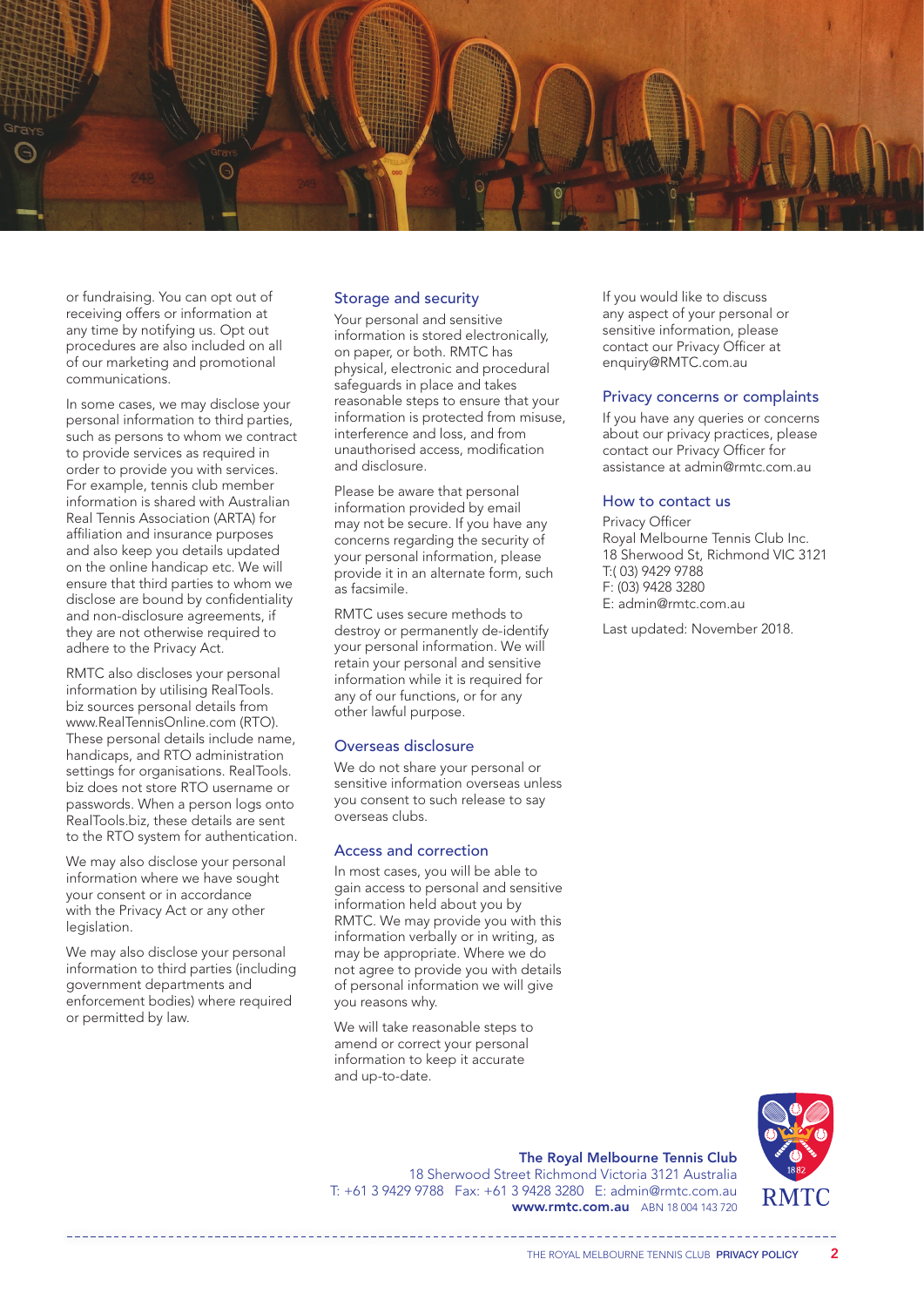or fundraising. You can opt out of receiving offers or information at any time by notifying us. Opt out procedures are also included on all of our marketing and promotional communications.

In some cases, we may disclose your personal information to third parties, such as persons to whom we contract to provide services as required in order to provide you with services. For example, tennis club member information is shared with Australian Real Tennis Association (ARTA) for affiliation and insurance purposes and also keep you details updated on the online handicap etc. We will ensure that third parties to whom we disclose are bound by confidentiality and non-disclosure agreements, if they are not otherwise required to adhere to the Privacy Act.

RMTC also discloses your personal information by utilising RealTools.biz sources personal details from www.RealTennisOnline.com (RTO). These personal details include name, handicaps, and RTO administration settings for organisations. RealTools.biz does not store RTO username or passwords. When a person logs onto RealTools.biz, these details are sent to the RTO system for authentication.

We may also disclose your personal information where we have sought your consent or in accordance with the Privacy Act or any other legislation.

We may also disclose your personal information to third parties (including government departments and enforcement bodies) where required or permitted by law.

## Storage and security

Your personal and sensitive information is stored electronically, on paper, or both. RMTC has physical, electronic and procedural safeguards in place and takes reasonable steps to ensure that your information is protected from misuse, interference and loss, and from unauthorised access, modification and disclosure.

Please be aware that personal information provided by email may not be secure. If you have any concerns regarding the security of your personal information, please provide it in an alternate form, such as facsimile.

RMTC uses secure methods to destroy or permanently de-identify your personal information. We will retain your personal and sensitive information while it is required for any of our functions, or for any other lawful purpose.

## Overseas disclosure

We do not share your personal or sensitive information overseas unless you consent to such release to say overseas clubs.

## Access and correction

In most cases, you will be able to gain access to personal and sensitive information held about you by RMTC. We may provide you with this information verbally or in writing, as may be appropriate. Where we do not agree to provide you with details of personal information we will give you reasons why.

We will take reasonable steps to amend or correct your personal information to keep it accurate and up-to-date.

If you would like to discuss any aspect of your personal or sensitive information, please contact our Privacy Officer at enquiry@RMTC.com.au

## Privacy concerns or complaints

If you have any queries or concerns about our privacy practices, please contact our Privacy Officer for assistance at admin@rmtc.com.au

## How to contact us

Privacy Officer
Royal Melbourne Tennis Club Inc.
18 Sherwood St, Richmond VIC 3121
T:( 03) 9429 9788
F: (03) 9428 3280
E: admin@rmtc.com.au

Last updated: November 2018.

**The Royal Melbourne Tennis Club**
18 Sherwood Street Richmond Victoria 3121 Australia
T: +61 3 9429 9788 Fax: +61 3 9428 3280 E: admin@rmtc.com.au
**www.rmtc.com.au** ABN 18 004 143 720